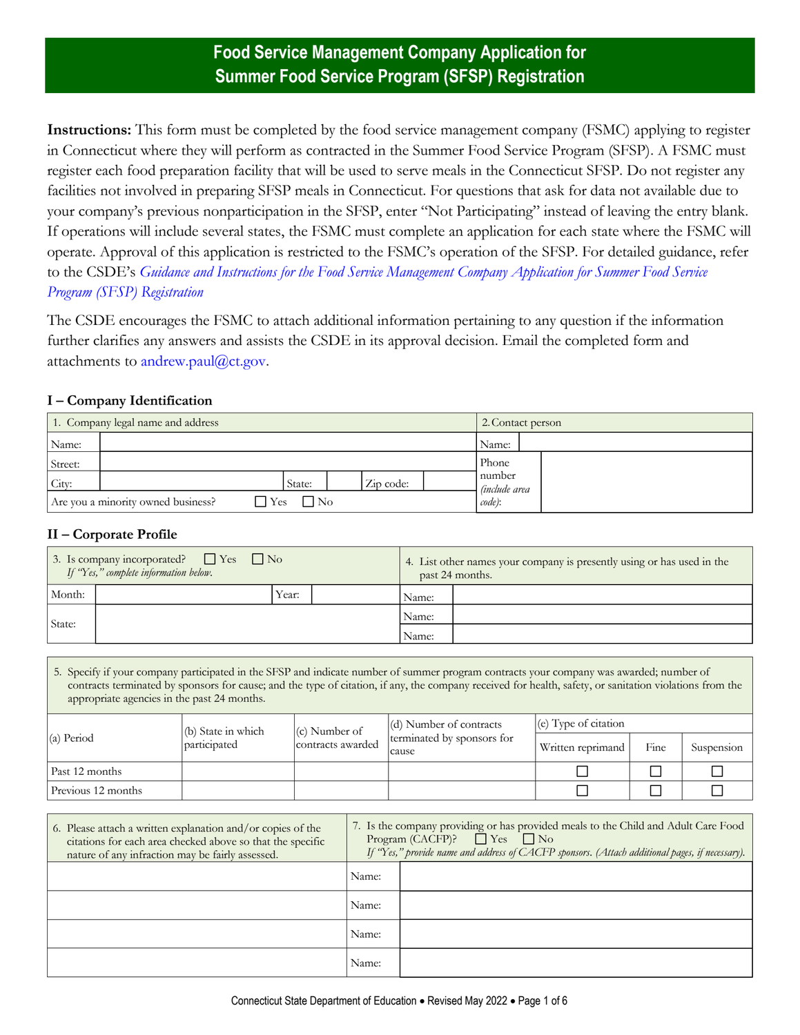# Food Service Management Company Application for Summer Food Service Program (SFSP) Registration

**Instructions:** This form must be completed by the food service management company (FSMC) applying to register in Connecticut where they will perform as contracted in the Summer Food Service Program (SFSP). A FSMC must register each food preparation facility that will be used to serve meals in the Connecticut SFSP. Do not register any facilities not involved in preparing SFSP meals in Connecticut. For questions that ask for data not available due to your company's previous nonparticipation in the SFSP, enter "Not Participating" instead of leaving the entry blank. If operations will include several states, the FSMC must complete an application for each state where the FSMC will operate. Approval of this application is restricted to the FSMC's operation of the SFSP. For detailed guidance, refer to the CSDE's *Guidance and Instructions for the Food Service Management Company Application for Summer Food Service Program (SFSP) Registration*

The CSDE encourages the FSMC to attach additional information pertaining to any question if the information further clarifies any answers and assists the CSDE in its approval decision. Email the completed form and attachments to andrew.paul@ct.gov.

## I – Company Identification

| 1. Company legal name and address | | | | | | 2. Contact person | |
|---|---|---|---|---|---|---|---|
| Name: | | | | | | Name: | |
| Street: | | | | | | Phone number *(include area code)*: | |
| City: | | State: | | Zip code: | | | |
| Are you a minority owned business? ☐ Yes ☐ No | | | | | | | |

## II – Corporate Profile

| 3. Is company incorporated? ☐ Yes ☐ No *If "Yes," complete information below.* | | | | 4. List other names your company is presently using or has used in the past 24 months. | |
|---|---|---|---|---|---|
| Month: | | Year: | | Name: | |
| State: | | | | Name: | |
| | | | | Name: | |

5. Specify if your company participated in the SFSP and indicate number of summer program contracts your company was awarded; number of contracts terminated by sponsors for cause; and the type of citation, if any, the company received for health, safety, or sanitation violations from the appropriate agencies in the past 24 months.

| (a) Period | (b) State in which participated | (c) Number of contracts awarded | (d) Number of contracts terminated by sponsors for cause | (e) Type of citation | | |
|---|---|---|---|---|---|---|
| | | | | Written reprimand | Fine | Suspension |
| Past 12 months | | | | ☐ | ☐ | ☐ |
| Previous 12 months | | | | ☐ | ☐ | ☐ |

| 6. Please attach a written explanation and/or copies of the citations for each area checked above so that the specific nature of any infraction may be fairly assessed. | 7. Is the company providing or has provided meals to the Child and Adult Care Food Program (CACFP)? ☐ Yes ☐ No *If "Yes," provide name and address of CACFP sponsors. (Attach additional pages, if necessary).* | |
|---|---|---|
| | Name: | |
| | Name: | |
| | Name: | |
| | Name: | |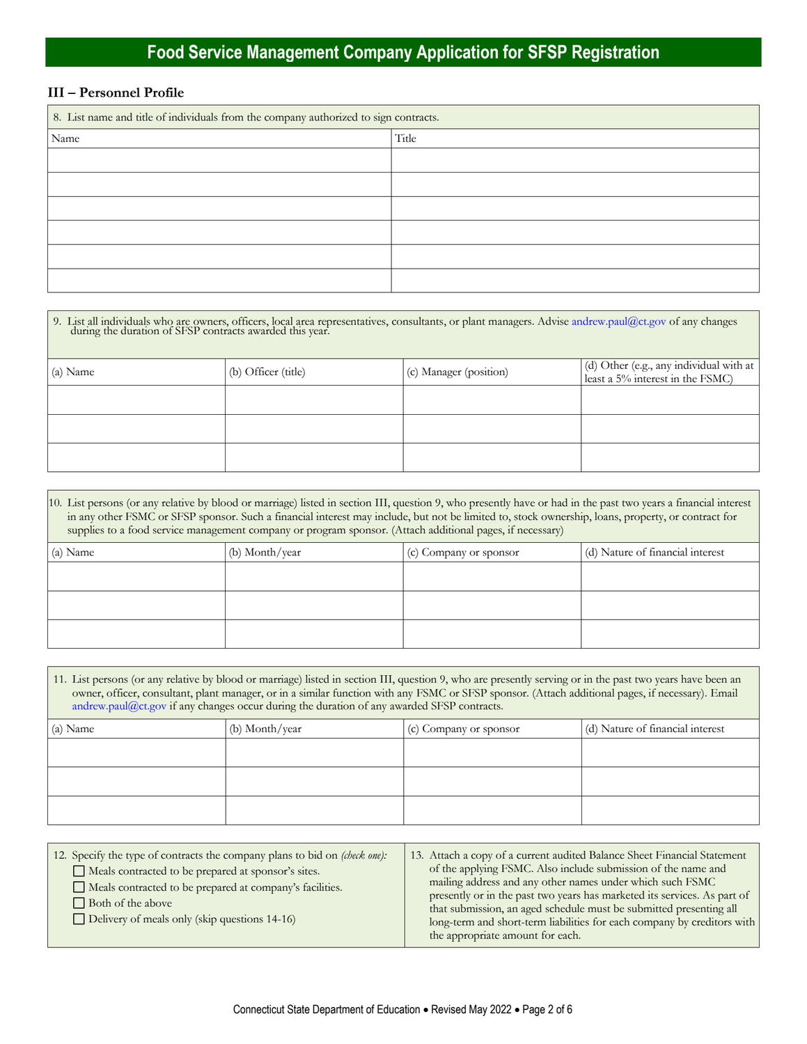# Food Service Management Company Application for SFSP Registration

## III – Personnel Profile

8. List name and title of individuals from the company authorized to sign contracts.

| Name | Title |
|---|---|
| | |
| | |
| | |
| | |
| | |
| | |

9. List all individuals who are owners, officers, local area representatives, consultants, or plant managers. Advise andrew.paul@ct.gov of any changes during the duration of SFSP contracts awarded this year.

| (a) Name | (b) Officer (title) | (c) Manager (position) | (d) Other (e.g., any individual with at least a 5% interest in the FSMC) |
|---|---|---|---|
| | | | |
| | | | |
| | | | |

10. List persons (or any relative by blood or marriage) listed in section III, question 9, who presently have or had in the past two years a financial interest in any other FSMC or SFSP sponsor. Such a financial interest may include, but not be limited to, stock ownership, loans, property, or contract for supplies to a food service management company or program sponsor. (Attach additional pages, if necessary)

| (a) Name | (b) Month/year | (c) Company or sponsor | (d) Nature of financial interest |
|---|---|---|---|
| | | | |
| | | | |
| | | | |

11. List persons (or any relative by blood or marriage) listed in section III, question 9, who are presently serving or in the past two years have been an owner, officer, consultant, plant manager, or in a similar function with any FSMC or SFSP sponsor. (Attach additional pages, if necessary). Email andrew.paul@ct.gov if any changes occur during the duration of any awarded SFSP contracts.

| (a) Name | (b) Month/year | (c) Company or sponsor | (d) Nature of financial interest |
|---|---|---|---|
| | | | |
| | | | |
| | | | |

12. Specify the type of contracts the company plans to bid on *(check one)*:
    - ☐ Meals contracted to be prepared at sponsor's sites.
    - ☐ Meals contracted to be prepared at company's facilities.
    - ☐ Both of the above
    - ☐ Delivery of meals only (skip questions 14-16)

13. Attach a copy of a current audited Balance Sheet Financial Statement of the applying FSMC. Also include submission of the name and mailing address and any other names under which such FSMC presently or in the past two years has marketed its services. As part of that submission, an aged schedule must be submitted presenting all long-term and short-term liabilities for each company by creditors with the appropriate amount for each.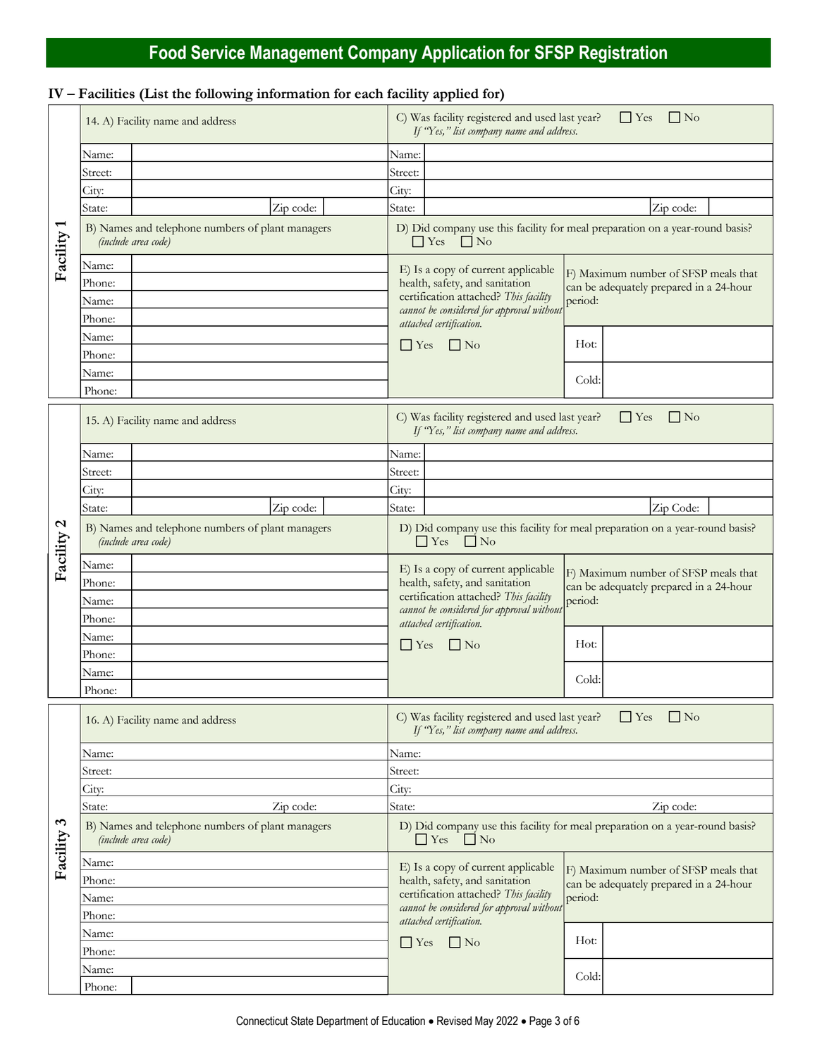# Food Service Management Company Application for SFSP Registration

## IV – Facilities (List the following information for each facility applied for)

### Facility 1

**14. A) Facility name and address**

| | |
|---|---|
| Name: | |
| Street: | |
| City: | |
| State: | Zip code: |

**C) Was facility registered and used last year?** ☐ Yes ☐ No
*If "Yes," list company name and address.*

| | |
|---|---|
| Name: | |
| Street: | |
| City: | |
| State: | Zip code: |

**B) Names and telephone numbers of plant managers** *(include area code)*

| | |
|---|---|
| Name: | |
| Phone: | |
| Name: | |
| Phone: | |
| Name: | |
| Phone: | |
| Name: | |
| Phone: | |

**D) Did company use this facility for meal preparation on a year-round basis?** ☐ Yes ☐ No

**E) Is a copy of current applicable health, safety, and sanitation certification attached?** *This facility cannot be considered for approval without attached certification.*
☐ Yes ☐ No

**F) Maximum number of SFSP meals that can be adequately prepared in a 24-hour period:**

| | |
|---|---|
| Hot: | |
| Cold: | |

### Facility 2

**15. A) Facility name and address**

| | |
|---|---|
| Name: | |
| Street: | |
| City: | |
| State: | Zip code: |

**C) Was facility registered and used last year?** ☐ Yes ☐ No
*If "Yes," list company name and address.*

| | |
|---|---|
| Name: | |
| Street: | |
| City: | |
| State: | Zip Code: |

**B) Names and telephone numbers of plant managers** *(include area code)*

| | |
|---|---|
| Name: | |
| Phone: | |
| Name: | |
| Phone: | |
| Name: | |
| Phone: | |
| Name: | |
| Phone: | |

**D) Did company use this facility for meal preparation on a year-round basis?** ☐ Yes ☐ No

**E) Is a copy of current applicable health, safety, and sanitation certification attached?** *This facility cannot be considered for approval without attached certification.*
☐ Yes ☐ No

**F) Maximum number of SFSP meals that can be adequately prepared in a 24-hour period:**

| | |
|---|---|
| Hot: | |
| Cold: | |

### Facility 3

**16. A) Facility name and address**

| | |
|---|---|
| Name: | |
| Street: | |
| City: | |
| State: | Zip code: |

**C) Was facility registered and used last year?** ☐ Yes ☐ No
*If "Yes," list company name and address.*

| | |
|---|---|
| Name: | |
| Street: | |
| City: | |
| State: | Zip code: |

**B) Names and telephone numbers of plant managers** *(include area code)*

| | |
|---|---|
| Name: | |
| Phone: | |
| Name: | |
| Phone: | |
| Name: | |
| Phone: | |
| Name: | |
| Phone: | |

**D) Did company use this facility for meal preparation on a year-round basis?** ☐ Yes ☐ No

**E) Is a copy of current applicable health, safety, and sanitation certification attached?** *This facility cannot be considered for approval without attached certification.*
☐ Yes ☐ No

**F) Maximum number of SFSP meals that can be adequately prepared in a 24-hour period:**

| | |
|---|---|
| Hot: | |
| Cold: | |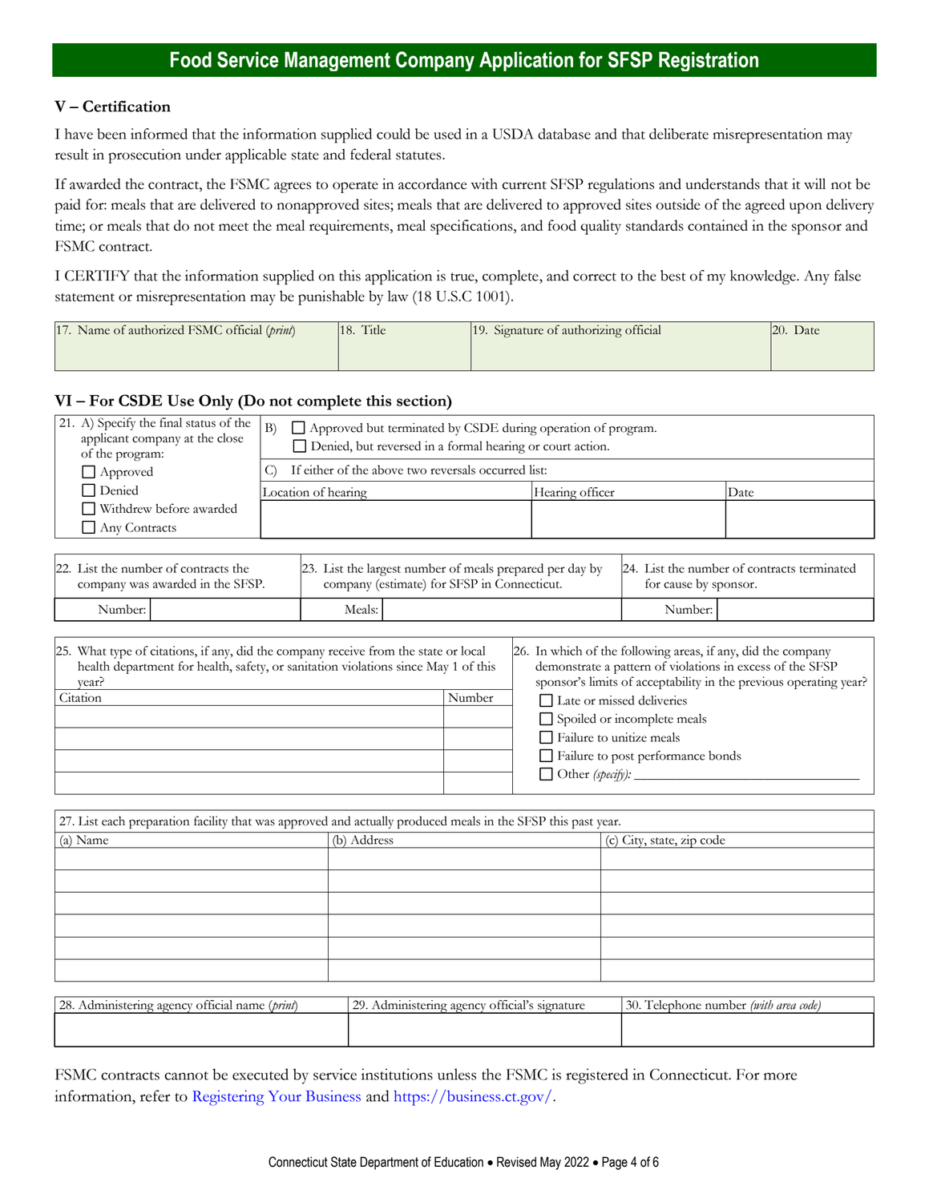# Food Service Management Company Application for SFSP Registration

## V – Certification

I have been informed that the information supplied could be used in a USDA database and that deliberate misrepresentation may result in prosecution under applicable state and federal statutes.

If awarded the contract, the FSMC agrees to operate in accordance with current SFSP regulations and understands that it will not be paid for: meals that are delivered to nonapproved sites; meals that are delivered to approved sites outside of the agreed upon delivery time; or meals that do not meet the meal requirements, meal specifications, and food quality standards contained in the sponsor and FSMC contract.

I CERTIFY that the information supplied on this application is true, complete, and correct to the best of my knowledge. Any false statement or misrepresentation may be punishable by law (18 U.S.C 1001).

| 17. Name of authorized FSMC official (*print*) | 18. Title | 19. Signature of authorizing official | 20. Date |
|---|---|---|---|
| | | | |

## VI – For CSDE Use Only (Do not complete this section)

| 21. A) Specify the final status of the applicant company at the close of the program: | B) ☐ Approved but terminated by CSDE during operation of program. ☐ Denied, but reversed in a formal hearing or court action. | | |
|---|---|---|---|
| ☐ Approved ☐ Denied ☐ Withdrew before awarded ☐ Any Contracts | C) If either of the above two reversals occurred list: | | |
| | Location of hearing | Hearing officer | Date |
| | | | |

| 22. List the number of contracts the company was awarded in the SFSP. | 23. List the largest number of meals prepared per day by company (estimate) for SFSP in Connecticut. | 24. List the number of contracts terminated for cause by sponsor. |
|---|---|---|
| Number: | Meals: | Number: |

| 25. What type of citations, if any, did the company receive from the state or local health department for health, safety, or sanitation violations since May 1 of this year? | |
|---|---|
| Citation | Number |
| | |
| | |
| | |
| | |

26. In which of the following areas, if any, did the company demonstrate a pattern of violations in excess of the SFSP sponsor's limits of acceptability in the previous operating year?

- ☐ Late or missed deliveries
- ☐ Spoiled or incomplete meals
- ☐ Failure to unitize meals
- ☐ Failure to post performance bonds
- ☐ Other (*specify*): ______________________________

27. List each preparation facility that was approved and actually produced meals in the SFSP this past year.

| (a) Name | (b) Address | (c) City, state, zip code |
|---|---|---|
| | | |
| | | |
| | | |
| | | |
| | | |
| | | |

| 28. Administering agency official name (*print*) | 29. Administering agency official's signature | 30. Telephone number (*with area code*) |
|---|---|---|
| | | |

FSMC contracts cannot be executed by service institutions unless the FSMC is registered in Connecticut. For more information, refer to Registering Your Business and https://business.ct.gov/.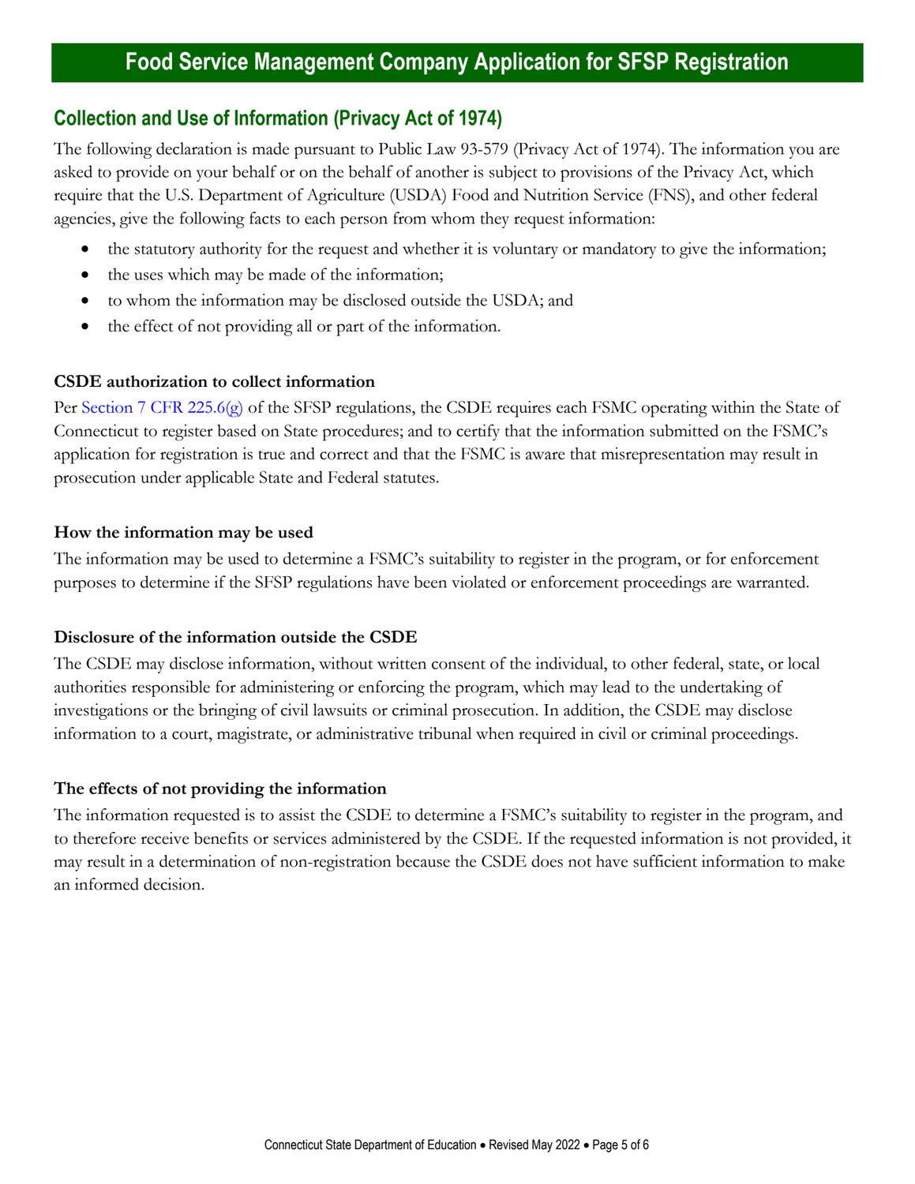# Food Service Management Company Application for SFSP Registration

## Collection and Use of Information (Privacy Act of 1974)

The following declaration is made pursuant to Public Law 93-579 (Privacy Act of 1974). The information you are asked to provide on your behalf or on the behalf of another is subject to provisions of the Privacy Act, which require that the U.S. Department of Agriculture (USDA) Food and Nutrition Service (FNS), and other federal agencies, give the following facts to each person from whom they request information:

- the statutory authority for the request and whether it is voluntary or mandatory to give the information;
- the uses which may be made of the information;
- to whom the information may be disclosed outside the USDA; and
- the effect of not providing all or part of the information.

### CSDE authorization to collect information

Per Section 7 CFR 225.6(g) of the SFSP regulations, the CSDE requires each FSMC operating within the State of Connecticut to register based on State procedures; and to certify that the information submitted on the FSMC's application for registration is true and correct and that the FSMC is aware that misrepresentation may result in prosecution under applicable State and Federal statutes.

### How the information may be used

The information may be used to determine a FSMC's suitability to register in the program, or for enforcement purposes to determine if the SFSP regulations have been violated or enforcement proceedings are warranted.

### Disclosure of the information outside the CSDE

The CSDE may disclose information, without written consent of the individual, to other federal, state, or local authorities responsible for administering or enforcing the program, which may lead to the undertaking of investigations or the bringing of civil lawsuits or criminal prosecution. In addition, the CSDE may disclose information to a court, magistrate, or administrative tribunal when required in civil or criminal proceedings.

### The effects of not providing the information

The information requested is to assist the CSDE to determine a FSMC's suitability to register in the program, and to therefore receive benefits or services administered by the CSDE. If the requested information is not provided, it may result in a determination of non-registration because the CSDE does not have sufficient information to make an informed decision.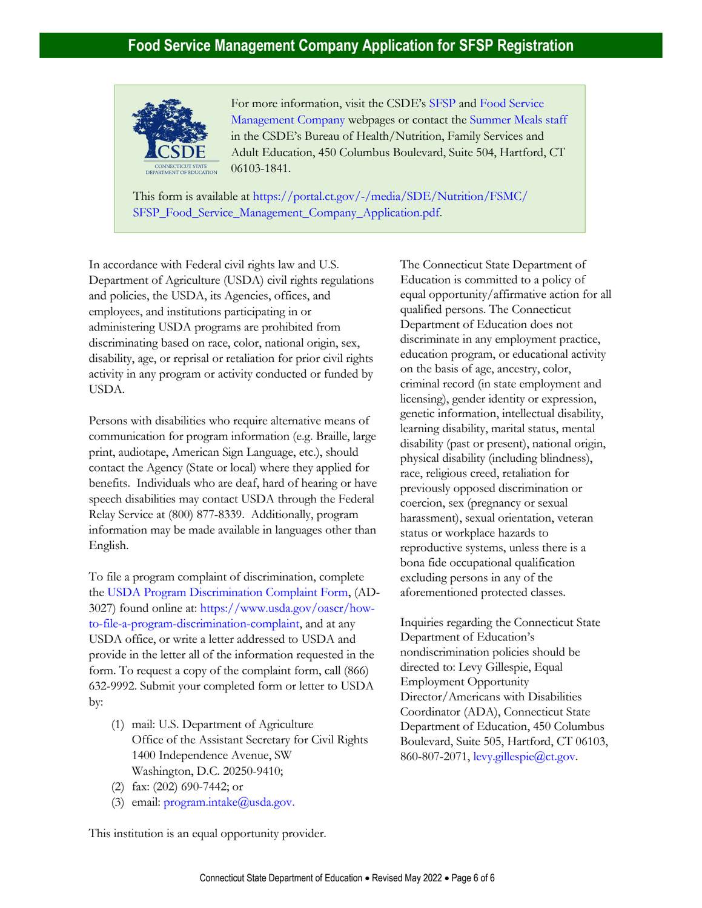## Food Service Management Company Application for SFSP Registration

For more information, visit the CSDE's SFSP and Food Service Management Company webpages or contact the Summer Meals staff in the CSDE's Bureau of Health/Nutrition, Family Services and Adult Education, 450 Columbus Boulevard, Suite 504, Hartford, CT 06103-1841.

This form is available at https://portal.ct.gov/-/media/SDE/Nutrition/FSMC/SFSP_Food_Service_Management_Company_Application.pdf.

In accordance with Federal civil rights law and U.S. Department of Agriculture (USDA) civil rights regulations and policies, the USDA, its Agencies, offices, and employees, and institutions participating in or administering USDA programs are prohibited from discriminating based on race, color, national origin, sex, disability, age, or reprisal or retaliation for prior civil rights activity in any program or activity conducted or funded by USDA.

Persons with disabilities who require alternative means of communication for program information (e.g. Braille, large print, audiotape, American Sign Language, etc.), should contact the Agency (State or local) where they applied for benefits. Individuals who are deaf, hard of hearing or have speech disabilities may contact USDA through the Federal Relay Service at (800) 877-8339. Additionally, program information may be made available in languages other than English.

To file a program complaint of discrimination, complete the USDA Program Discrimination Complaint Form, (AD-3027) found online at: https://www.usda.gov/oascr/how-to-file-a-program-discrimination-complaint, and at any USDA office, or write a letter addressed to USDA and provide in the letter all of the information requested in the form. To request a copy of the complaint form, call (866) 632-9992. Submit your completed form or letter to USDA by:

(1) mail: U.S. Department of Agriculture
Office of the Assistant Secretary for Civil Rights
1400 Independence Avenue, SW
Washington, D.C. 20250-9410;
(2) fax: (202) 690-7442; or
(3) email: program.intake@usda.gov.

This institution is an equal opportunity provider.

The Connecticut State Department of Education is committed to a policy of equal opportunity/affirmative action for all qualified persons. The Connecticut Department of Education does not discriminate in any employment practice, education program, or educational activity on the basis of age, ancestry, color, criminal record (in state employment and licensing), gender identity or expression, genetic information, intellectual disability, learning disability, marital status, mental disability (past or present), national origin, physical disability (including blindness), race, religious creed, retaliation for previously opposed discrimination or coercion, sex (pregnancy or sexual harassment), sexual orientation, veteran status or workplace hazards to reproductive systems, unless there is a bona fide occupational qualification excluding persons in any of the aforementioned protected classes.

Inquiries regarding the Connecticut State Department of Education's nondiscrimination policies should be directed to: Levy Gillespie, Equal Employment Opportunity Director/Americans with Disabilities Coordinator (ADA), Connecticut State Department of Education, 450 Columbus Boulevard, Suite 505, Hartford, CT 06103, 860-807-2071, levy.gillespie@ct.gov.